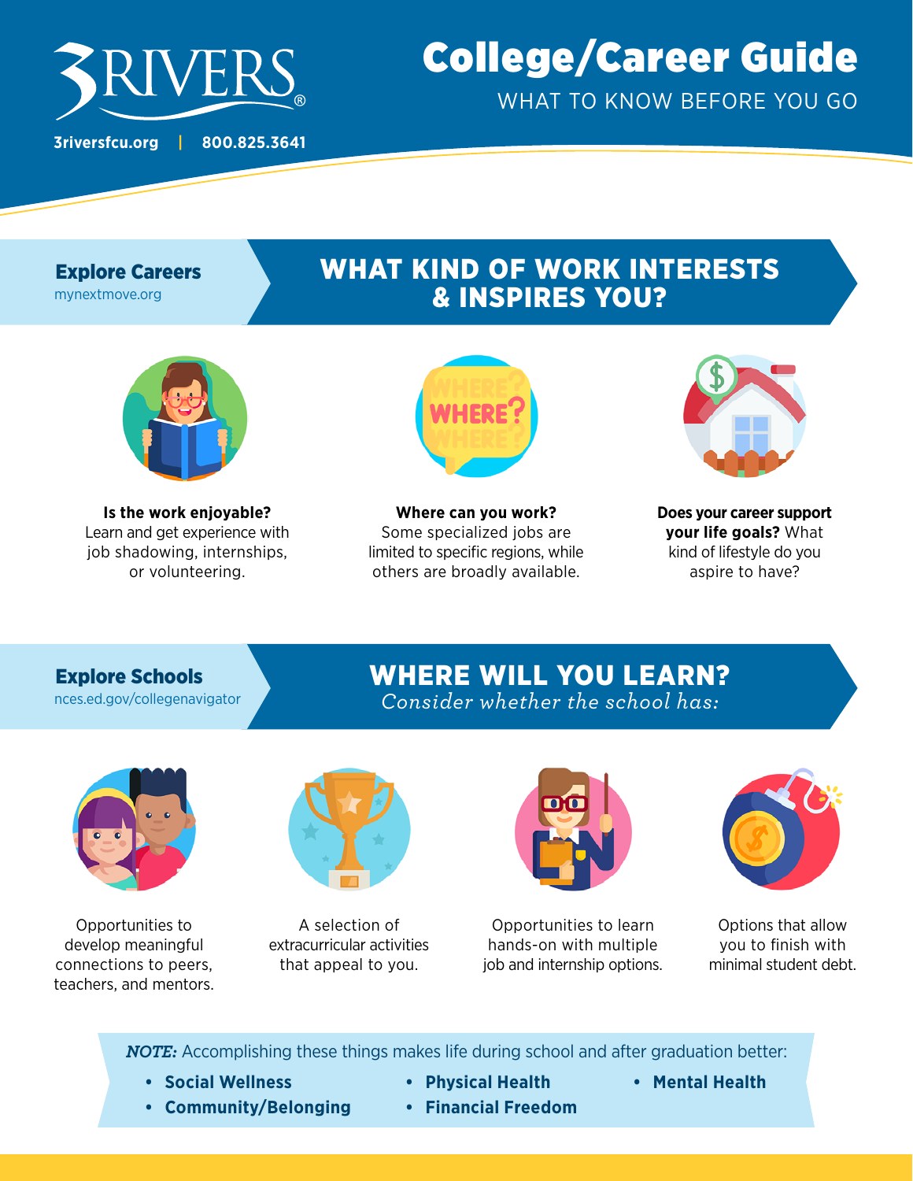3RIVERS®

3riversfcu.org | 800.825.3641

# College/Career Guide

WHAT TO KNOW BEFORE YOU GO

## Explore Careers

mynextmove.org

## WHAT KIND OF WORK INTERESTS & INSPIRES YOU?

**Is the work enjoyable?** Learn and get experience with job shadowing, internships, or volunteering.

**Where can you work?** Some specialized jobs are limited to specific regions, while others are broadly available.

**Does your career support your life goals?** What kind of lifestyle do you aspire to have?

## Explore Schools

nces.ed.gov/collegenavigator

## WHERE WILL YOU LEARN?

*Consider whether the school has:*

Opportunities to develop meaningful connections to peers, teachers, and mentors.

A selection of extracurricular activities that appeal to you.

Opportunities to learn hands-on with multiple job and internship options.

Options that allow you to finish with minimal student debt.

***NOTE:*** Accomplishing these things makes life during school and after graduation better:

- **Social Wellness**
- **Community/Belonging**
- **Physical Health**
- **Financial Freedom**
- **Mental Health**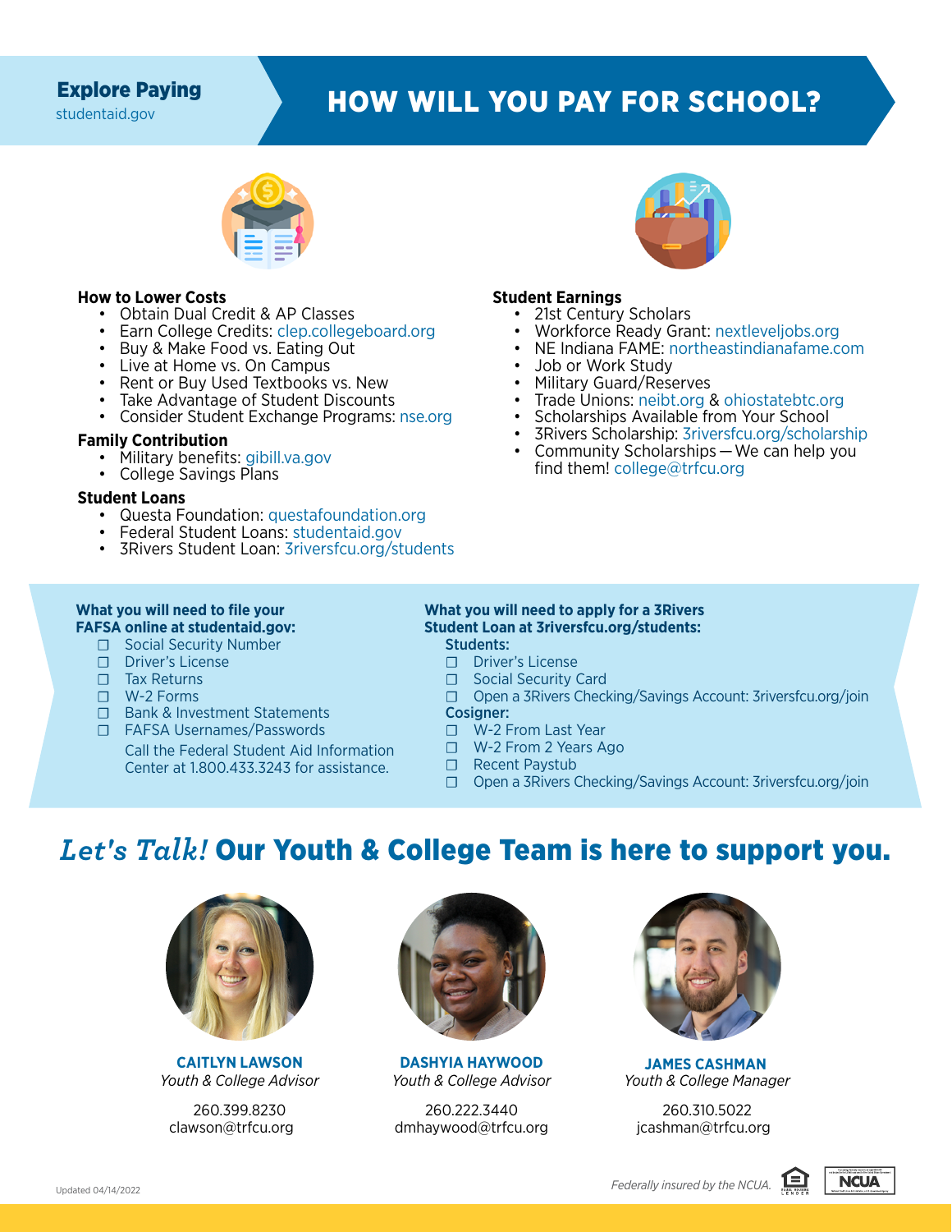**Explore Paying**
studentaid.gov

# HOW WILL YOU PAY FOR SCHOOL?

### How to Lower Costs

- Obtain Dual Credit & AP Classes
- Earn College Credits: clep.collegeboard.org
- Buy & Make Food vs. Eating Out
- Live at Home vs. On Campus
- Rent or Buy Used Textbooks vs. New
- Take Advantage of Student Discounts
- Consider Student Exchange Programs: nse.org

### Family Contribution

- Military benefits: gibill.va.gov
- College Savings Plans

### Student Loans

- Questa Foundation: questafoundation.org
- Federal Student Loans: studentaid.gov
- 3Rivers Student Loan: 3riversfcu.org/students

### Student Earnings

- 21st Century Scholars
- Workforce Ready Grant: nextleveljobs.org
- NE Indiana FAME: northeastindianafame.com
- Job or Work Study
- Military Guard/Reserves
- Trade Unions: neibt.org & ohiostatebtc.org
- Scholarships Available from Your School
- 3Rivers Scholarship: 3riversfcu.org/scholarship
- Community Scholarships — We can help you find them! college@trfcu.org

### What you will need to file your FAFSA online at studentaid.gov:

- ☐ Social Security Number
- ☐ Driver's License
- ☐ Tax Returns
- ☐ W-2 Forms
- ☐ Bank & Investment Statements
- ☐ FAFSA Usernames/Passwords

Call the Federal Student Aid Information Center at 1.800.433.3243 for assistance.

### What you will need to apply for a 3Rivers Student Loan at 3riversfcu.org/students:

**Students:**

- ☐ Driver's License
- ☐ Social Security Card
- ☐ Open a 3Rivers Checking/Savings Account: 3riversfcu.org/join

**Cosigner:**

- ☐ W-2 From Last Year
- ☐ W-2 From 2 Years Ago
- ☐ Recent Paystub
- ☐ Open a 3Rivers Checking/Savings Account: 3riversfcu.org/join

## *Let's Talk!* Our Youth & College Team is here to support you.

**CAITLYN LAWSON**
*Youth & College Advisor*
260.399.8230
clawson@trfcu.org

**DASHYIA HAYWOOD**
*Youth & College Advisor*
260.222.3440
dmhaywood@trfcu.org

**JAMES CASHMAN**
*Youth & College Manager*
260.310.5022
jcashman@trfcu.org

Updated 04/14/2022

*Federally insured by the NCUA.*